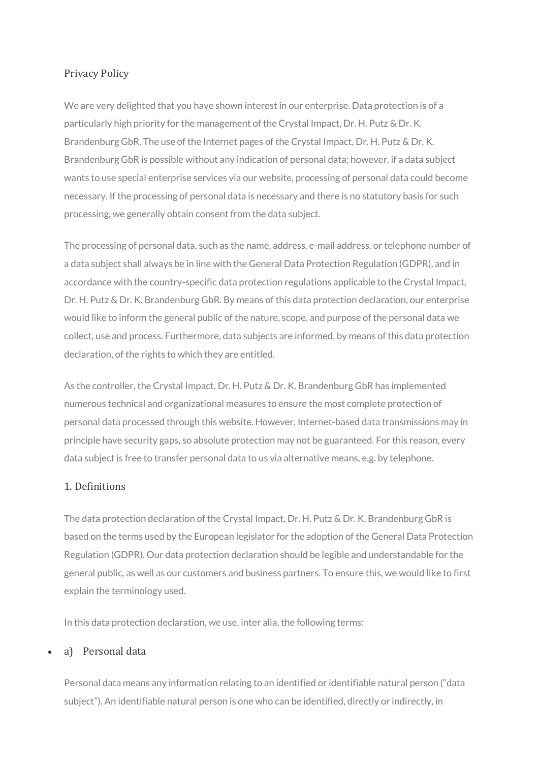# Privacy Policy

We are very delighted that you have shown interest in our enterprise. Data protection is of a particularly high priority for the management of the Crystal Impact, Dr. H. Putz & Dr. K. Brandenburg GbR. The use of the Internet pages of the Crystal Impact, Dr. H. Putz & Dr. K. Brandenburg GbR is possible without any indication of personal data; however, if a data subject wants to use special enterprise services via our website, processing of personal data could become necessary. If the processing of personal data is necessary and there is no statutory basis for such processing, we generally obtain consent from the data subject.

The processing of personal data, such as the name, address, e-mail address, or telephone number of a data subject shall always be in line with the General Data Protection Regulation (GDPR), and in accordance with the country-specific data protection regulations applicable to the Crystal Impact, Dr. H. Putz & Dr. K. Brandenburg GbR. By means of this data protection declaration, our enterprise would like to inform the general public of the nature, scope, and purpose of the personal data we collect, use and process. Furthermore, data subjects are informed, by means of this data protection declaration, of the rights to which they are entitled.

As the controller, the Crystal Impact, Dr. H. Putz & Dr. K. Brandenburg GbR has implemented numerous technical and organizational measures to ensure the most complete protection of personal data processed through this website. However, Internet-based data transmissions may in principle have security gaps, so absolute protection may not be guaranteed. For this reason, every data subject is free to transfer personal data to us via alternative means, e.g. by telephone.

## 1. Definitions

The data protection declaration of the Crystal Impact, Dr. H. Putz & Dr. K. Brandenburg GbR is based on the terms used by the European legislator for the adoption of the General Data Protection Regulation (GDPR). Our data protection declaration should be legible and understandable for the general public, as well as our customers and business partners. To ensure this, we would like to first explain the terminology used.

In this data protection declaration, we use, inter alia, the following terms:

- a) Personal data

Personal data means any information relating to an identified or identifiable natural person ("data subject"). An identifiable natural person is one who can be identified, directly or indirectly, in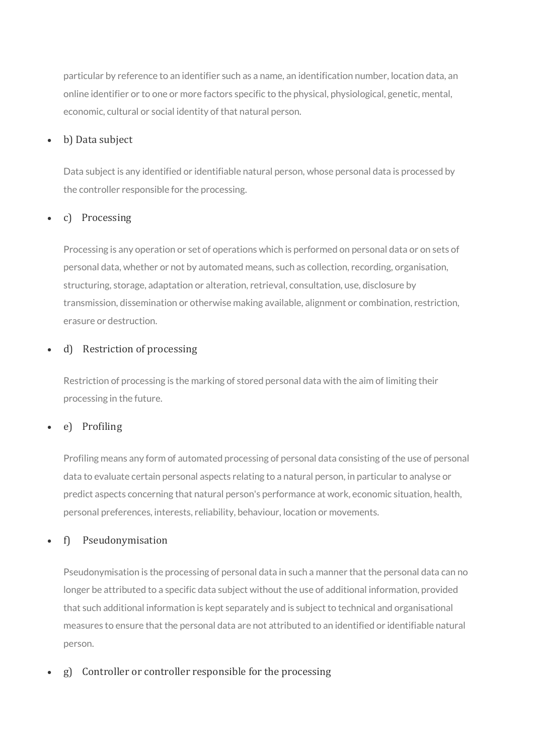particular by reference to an identifier such as a name, an identification number, location data, an online identifier or to one or more factors specific to the physical, physiological, genetic, mental, economic, cultural or social identity of that natural person.

- b) Data subject

  Data subject is any identified or identifiable natural person, whose personal data is processed by the controller responsible for the processing.

- c) Processing

  Processing is any operation or set of operations which is performed on personal data or on sets of personal data, whether or not by automated means, such as collection, recording, organisation, structuring, storage, adaptation or alteration, retrieval, consultation, use, disclosure by transmission, dissemination or otherwise making available, alignment or combination, restriction, erasure or destruction.

- d) Restriction of processing

  Restriction of processing is the marking of stored personal data with the aim of limiting their processing in the future.

- e) Profiling

  Profiling means any form of automated processing of personal data consisting of the use of personal data to evaluate certain personal aspects relating to a natural person, in particular to analyse or predict aspects concerning that natural person's performance at work, economic situation, health, personal preferences, interests, reliability, behaviour, location or movements.

- f) Pseudonymisation

  Pseudonymisation is the processing of personal data in such a manner that the personal data can no longer be attributed to a specific data subject without the use of additional information, provided that such additional information is kept separately and is subject to technical and organisational measures to ensure that the personal data are not attributed to an identified or identifiable natural person.

- g) Controller or controller responsible for the processing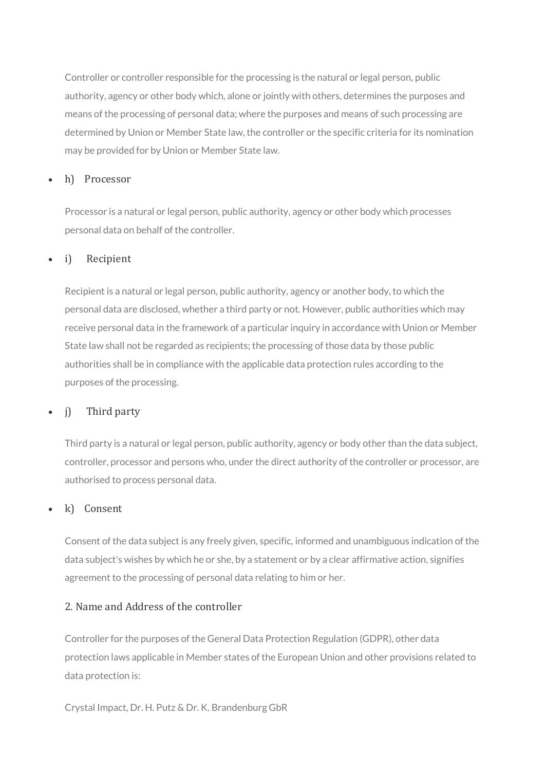Controller or controller responsible for the processing is the natural or legal person, public authority, agency or other body which, alone or jointly with others, determines the purposes and means of the processing of personal data; where the purposes and means of such processing are determined by Union or Member State law, the controller or the specific criteria for its nomination may be provided for by Union or Member State law.

- h) Processor

  Processor is a natural or legal person, public authority, agency or other body which processes personal data on behalf of the controller.

- i) Recipient

  Recipient is a natural or legal person, public authority, agency or another body, to which the personal data are disclosed, whether a third party or not. However, public authorities which may receive personal data in the framework of a particular inquiry in accordance with Union or Member State law shall not be regarded as recipients; the processing of those data by those public authorities shall be in compliance with the applicable data protection rules according to the purposes of the processing.

- j) Third party

  Third party is a natural or legal person, public authority, agency or body other than the data subject, controller, processor and persons who, under the direct authority of the controller or processor, are authorised to process personal data.

- k) Consent

  Consent of the data subject is any freely given, specific, informed and unambiguous indication of the data subject's wishes by which he or she, by a statement or by a clear affirmative action, signifies agreement to the processing of personal data relating to him or her.

## 2. Name and Address of the controller

Controller for the purposes of the General Data Protection Regulation (GDPR), other data protection laws applicable in Member states of the European Union and other provisions related to data protection is:

Crystal Impact, Dr. H. Putz & Dr. K. Brandenburg GbR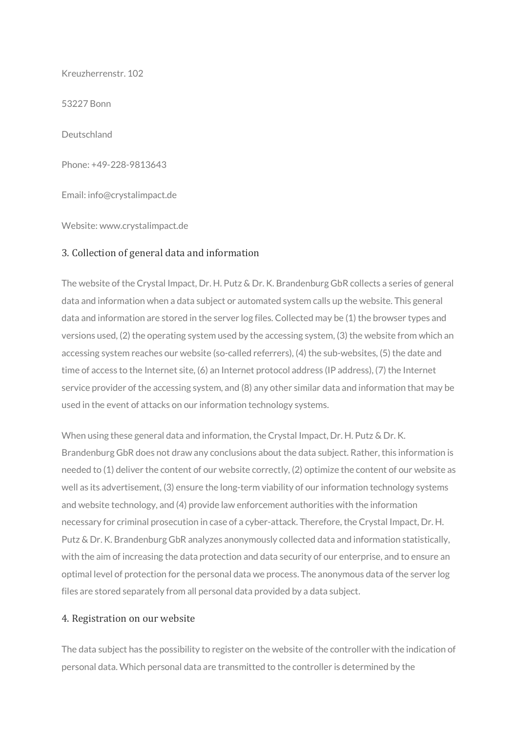Kreuzherrenstr. 102

53227 Bonn

Deutschland

Phone: +49-228-9813643

Email: info@crystalimpact.de

Website: www.crystalimpact.de

## 3. Collection of general data and information

The website of the Crystal Impact, Dr. H. Putz & Dr. K. Brandenburg GbR collects a series of general data and information when a data subject or automated system calls up the website. This general data and information are stored in the server log files. Collected may be (1) the browser types and versions used, (2) the operating system used by the accessing system, (3) the website from which an accessing system reaches our website (so-called referrers), (4) the sub-websites, (5) the date and time of access to the Internet site, (6) an Internet protocol address (IP address), (7) the Internet service provider of the accessing system, and (8) any other similar data and information that may be used in the event of attacks on our information technology systems.

When using these general data and information, the Crystal Impact, Dr. H. Putz & Dr. K. Brandenburg GbR does not draw any conclusions about the data subject. Rather, this information is needed to (1) deliver the content of our website correctly, (2) optimize the content of our website as well as its advertisement, (3) ensure the long-term viability of our information technology systems and website technology, and (4) provide law enforcement authorities with the information necessary for criminal prosecution in case of a cyber-attack. Therefore, the Crystal Impact, Dr. H. Putz & Dr. K. Brandenburg GbR analyzes anonymously collected data and information statistically, with the aim of increasing the data protection and data security of our enterprise, and to ensure an optimal level of protection for the personal data we process. The anonymous data of the server log files are stored separately from all personal data provided by a data subject.

## 4. Registration on our website

The data subject has the possibility to register on the website of the controller with the indication of personal data. Which personal data are transmitted to the controller is determined by the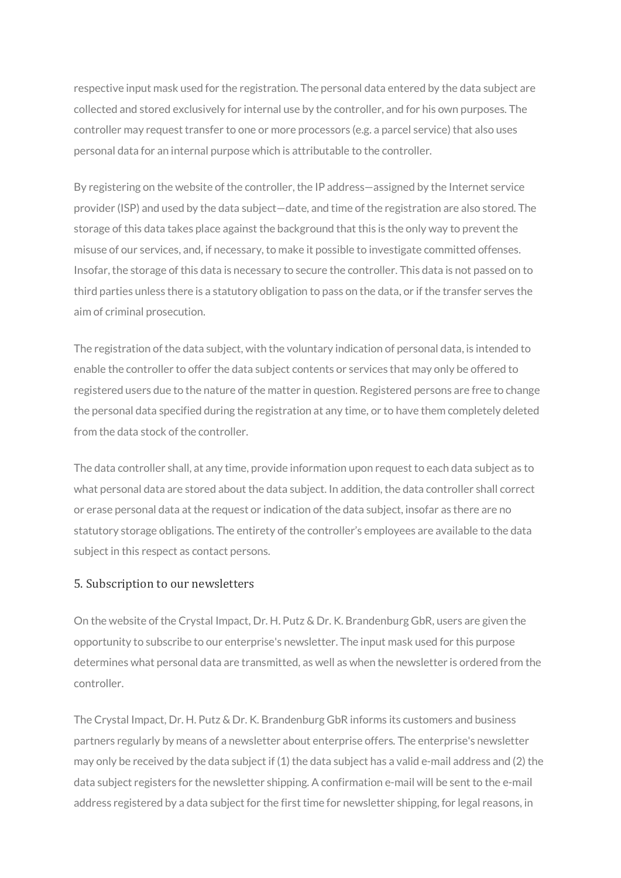respective input mask used for the registration. The personal data entered by the data subject are collected and stored exclusively for internal use by the controller, and for his own purposes. The controller may request transfer to one or more processors (e.g. a parcel service) that also uses personal data for an internal purpose which is attributable to the controller.

By registering on the website of the controller, the IP address—assigned by the Internet service provider (ISP) and used by the data subject—date, and time of the registration are also stored. The storage of this data takes place against the background that this is the only way to prevent the misuse of our services, and, if necessary, to make it possible to investigate committed offenses. Insofar, the storage of this data is necessary to secure the controller. This data is not passed on to third parties unless there is a statutory obligation to pass on the data, or if the transfer serves the aim of criminal prosecution.

The registration of the data subject, with the voluntary indication of personal data, is intended to enable the controller to offer the data subject contents or services that may only be offered to registered users due to the nature of the matter in question. Registered persons are free to change the personal data specified during the registration at any time, or to have them completely deleted from the data stock of the controller.

The data controller shall, at any time, provide information upon request to each data subject as to what personal data are stored about the data subject. In addition, the data controller shall correct or erase personal data at the request or indication of the data subject, insofar as there are no statutory storage obligations. The entirety of the controller's employees are available to the data subject in this respect as contact persons.

## 5. Subscription to our newsletters

On the website of the Crystal Impact, Dr. H. Putz & Dr. K. Brandenburg GbR, users are given the opportunity to subscribe to our enterprise's newsletter. The input mask used for this purpose determines what personal data are transmitted, as well as when the newsletter is ordered from the controller.

The Crystal Impact, Dr. H. Putz & Dr. K. Brandenburg GbR informs its customers and business partners regularly by means of a newsletter about enterprise offers. The enterprise's newsletter may only be received by the data subject if (1) the data subject has a valid e-mail address and (2) the data subject registers for the newsletter shipping. A confirmation e-mail will be sent to the e-mail address registered by a data subject for the first time for newsletter shipping, for legal reasons, in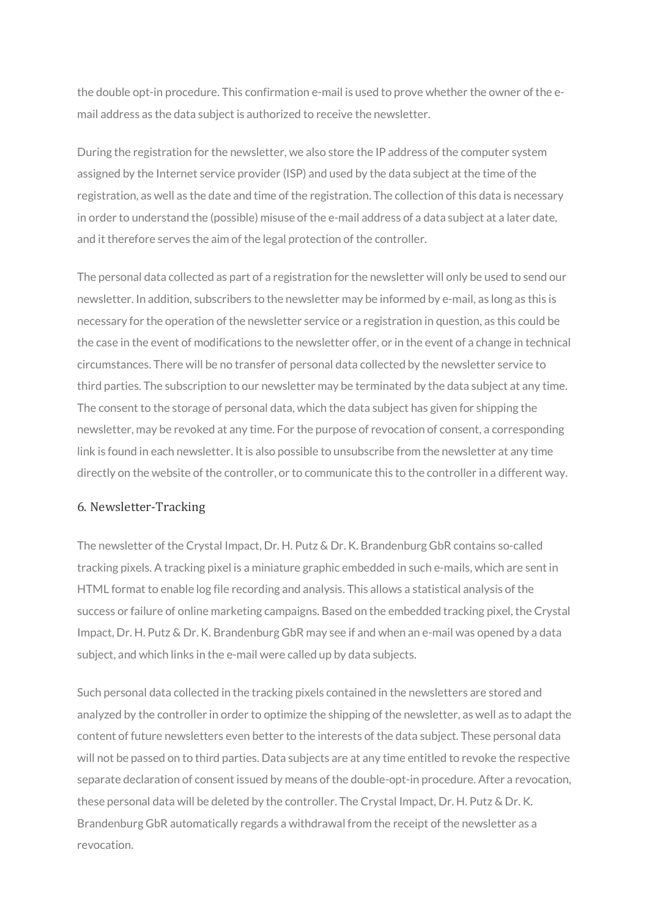the double opt-in procedure. This confirmation e-mail is used to prove whether the owner of the e-mail address as the data subject is authorized to receive the newsletter.

During the registration for the newsletter, we also store the IP address of the computer system assigned by the Internet service provider (ISP) and used by the data subject at the time of the registration, as well as the date and time of the registration. The collection of this data is necessary in order to understand the (possible) misuse of the e-mail address of a data subject at a later date, and it therefore serves the aim of the legal protection of the controller.

The personal data collected as part of a registration for the newsletter will only be used to send our newsletter. In addition, subscribers to the newsletter may be informed by e-mail, as long as this is necessary for the operation of the newsletter service or a registration in question, as this could be the case in the event of modifications to the newsletter offer, or in the event of a change in technical circumstances. There will be no transfer of personal data collected by the newsletter service to third parties. The subscription to our newsletter may be terminated by the data subject at any time. The consent to the storage of personal data, which the data subject has given for shipping the newsletter, may be revoked at any time. For the purpose of revocation of consent, a corresponding link is found in each newsletter. It is also possible to unsubscribe from the newsletter at any time directly on the website of the controller, or to communicate this to the controller in a different way.

### 6. Newsletter-Tracking

The newsletter of the Crystal Impact, Dr. H. Putz & Dr. K. Brandenburg GbR contains so-called tracking pixels. A tracking pixel is a miniature graphic embedded in such e-mails, which are sent in HTML format to enable log file recording and analysis. This allows a statistical analysis of the success or failure of online marketing campaigns. Based on the embedded tracking pixel, the Crystal Impact, Dr. H. Putz & Dr. K. Brandenburg GbR may see if and when an e-mail was opened by a data subject, and which links in the e-mail were called up by data subjects.

Such personal data collected in the tracking pixels contained in the newsletters are stored and analyzed by the controller in order to optimize the shipping of the newsletter, as well as to adapt the content of future newsletters even better to the interests of the data subject. These personal data will not be passed on to third parties. Data subjects are at any time entitled to revoke the respective separate declaration of consent issued by means of the double-opt-in procedure. After a revocation, these personal data will be deleted by the controller. The Crystal Impact, Dr. H. Putz & Dr. K. Brandenburg GbR automatically regards a withdrawal from the receipt of the newsletter as a revocation.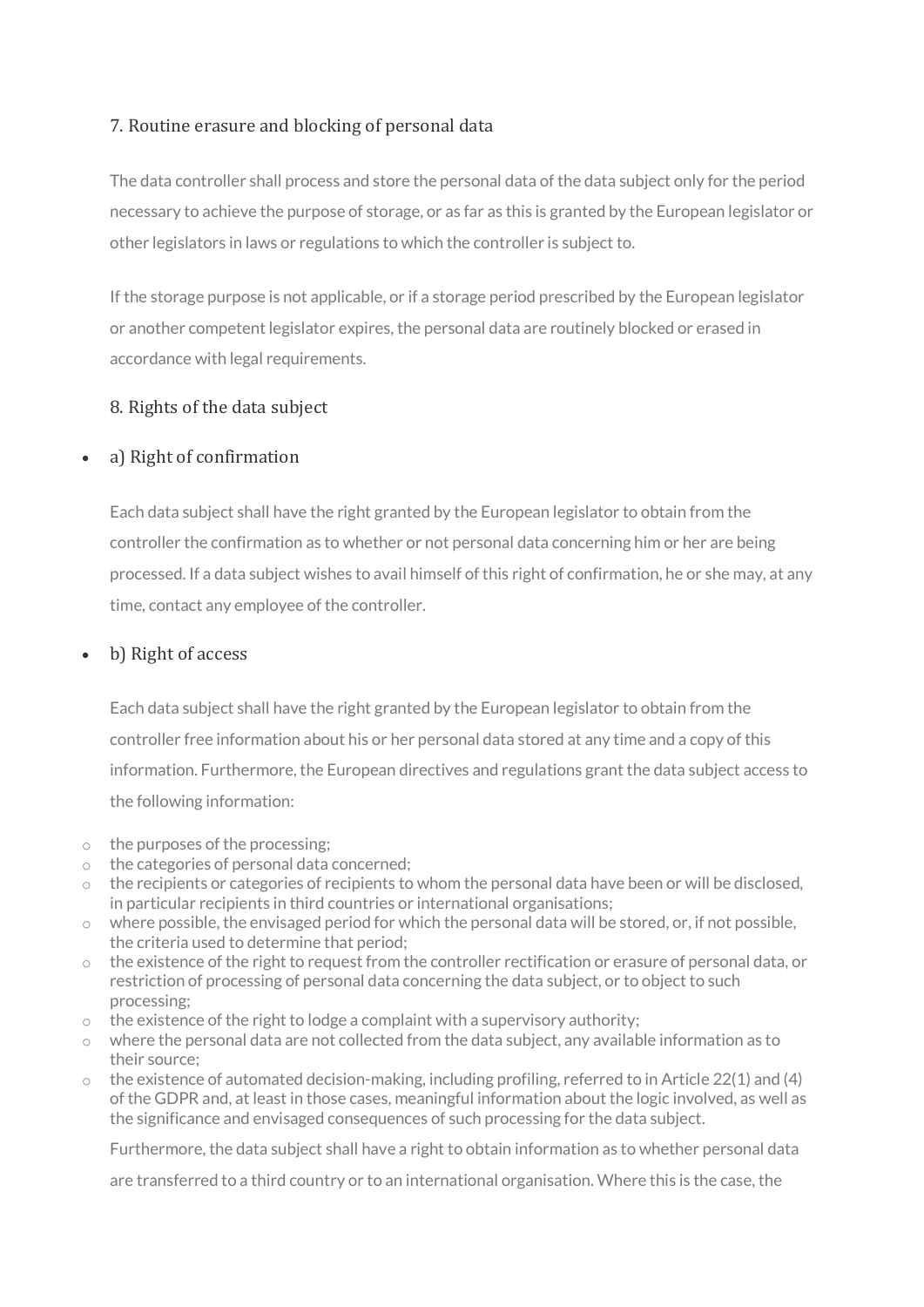## 7. Routine erasure and blocking of personal data

The data controller shall process and store the personal data of the data subject only for the period necessary to achieve the purpose of storage, or as far as this is granted by the European legislator or other legislators in laws or regulations to which the controller is subject to.

If the storage purpose is not applicable, or if a storage period prescribed by the European legislator or another competent legislator expires, the personal data are routinely blocked or erased in accordance with legal requirements.

## 8. Rights of the data subject

- a) Right of confirmation

  Each data subject shall have the right granted by the European legislator to obtain from the controller the confirmation as to whether or not personal data concerning him or her are being processed. If a data subject wishes to avail himself of this right of confirmation, he or she may, at any time, contact any employee of the controller.

- b) Right of access

  Each data subject shall have the right granted by the European legislator to obtain from the controller free information about his or her personal data stored at any time and a copy of this information. Furthermore, the European directives and regulations grant the data subject access to the following information:

  - the purposes of the processing;
  - the categories of personal data concerned;
  - the recipients or categories of recipients to whom the personal data have been or will be disclosed, in particular recipients in third countries or international organisations;
  - where possible, the envisaged period for which the personal data will be stored, or, if not possible, the criteria used to determine that period;
  - the existence of the right to request from the controller rectification or erasure of personal data, or restriction of processing of personal data concerning the data subject, or to object to such processing;
  - the existence of the right to lodge a complaint with a supervisory authority;
  - where the personal data are not collected from the data subject, any available information as to their source;
  - the existence of automated decision-making, including profiling, referred to in Article 22(1) and (4) of the GDPR and, at least in those cases, meaningful information about the logic involved, as well as the significance and envisaged consequences of such processing for the data subject.

  Furthermore, the data subject shall have a right to obtain information as to whether personal data are transferred to a third country or to an international organisation. Where this is the case, the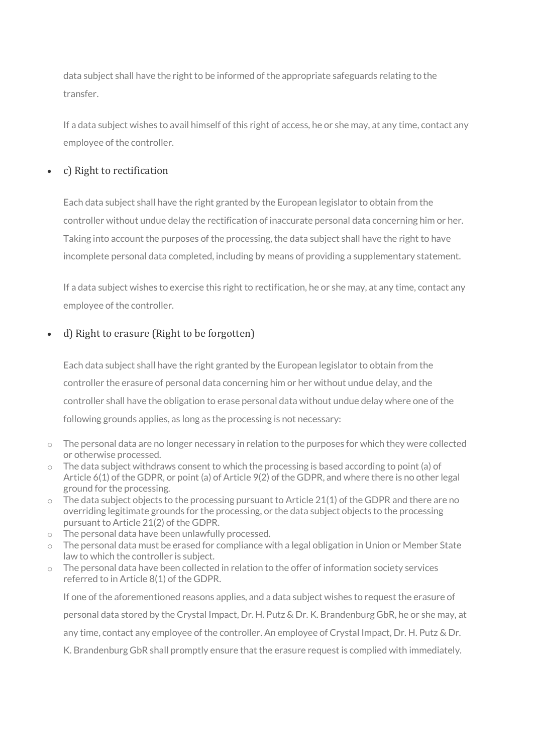data subject shall have the right to be informed of the appropriate safeguards relating to the transfer.

If a data subject wishes to avail himself of this right of access, he or she may, at any time, contact any employee of the controller.

- c) Right to rectification

Each data subject shall have the right granted by the European legislator to obtain from the controller without undue delay the rectification of inaccurate personal data concerning him or her. Taking into account the purposes of the processing, the data subject shall have the right to have incomplete personal data completed, including by means of providing a supplementary statement.

If a data subject wishes to exercise this right to rectification, he or she may, at any time, contact any employee of the controller.

- d) Right to erasure (Right to be forgotten)

Each data subject shall have the right granted by the European legislator to obtain from the controller the erasure of personal data concerning him or her without undue delay, and the controller shall have the obligation to erase personal data without undue delay where one of the following grounds applies, as long as the processing is not necessary:

  - The personal data are no longer necessary in relation to the purposes for which they were collected or otherwise processed.
  - The data subject withdraws consent to which the processing is based according to point (a) of Article 6(1) of the GDPR, or point (a) of Article 9(2) of the GDPR, and where there is no other legal ground for the processing.
  - The data subject objects to the processing pursuant to Article 21(1) of the GDPR and there are no overriding legitimate grounds for the processing, or the data subject objects to the processing pursuant to Article 21(2) of the GDPR.
  - The personal data have been unlawfully processed.
  - The personal data must be erased for compliance with a legal obligation in Union or Member State law to which the controller is subject.
  - The personal data have been collected in relation to the offer of information society services referred to in Article 8(1) of the GDPR.

If one of the aforementioned reasons applies, and a data subject wishes to request the erasure of personal data stored by the Crystal Impact, Dr. H. Putz & Dr. K. Brandenburg GbR, he or she may, at any time, contact any employee of the controller. An employee of Crystal Impact, Dr. H. Putz & Dr. K. Brandenburg GbR shall promptly ensure that the erasure request is complied with immediately.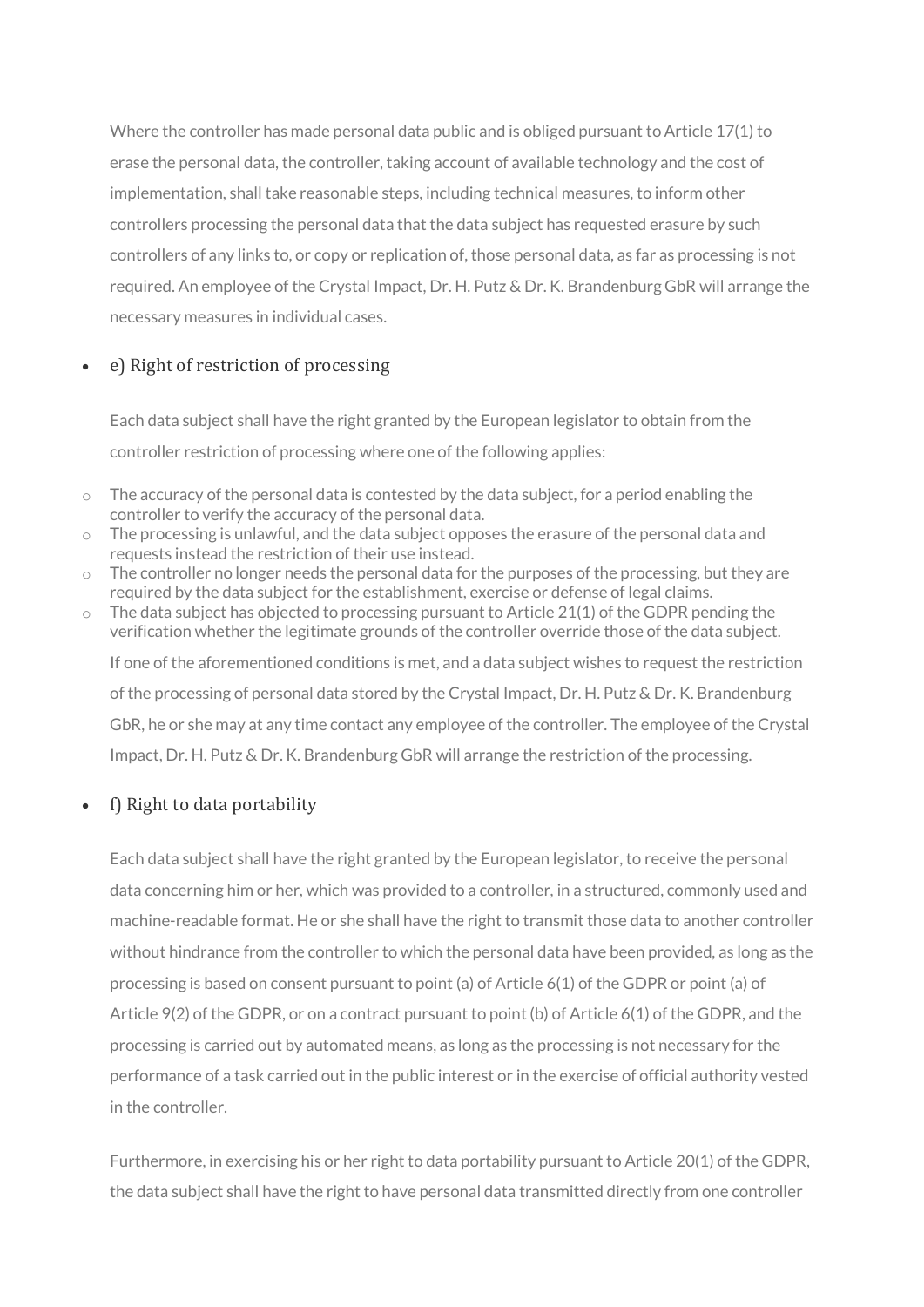Where the controller has made personal data public and is obliged pursuant to Article 17(1) to erase the personal data, the controller, taking account of available technology and the cost of implementation, shall take reasonable steps, including technical measures, to inform other controllers processing the personal data that the data subject has requested erasure by such controllers of any links to, or copy or replication of, those personal data, as far as processing is not required. An employee of the Crystal Impact, Dr. H. Putz & Dr. K. Brandenburg GbR will arrange the necessary measures in individual cases.

- e) Right of restriction of processing

  Each data subject shall have the right granted by the European legislator to obtain from the controller restriction of processing where one of the following applies:

  - The accuracy of the personal data is contested by the data subject, for a period enabling the controller to verify the accuracy of the personal data.
  - The processing is unlawful, and the data subject opposes the erasure of the personal data and requests instead the restriction of their use instead.
  - The controller no longer needs the personal data for the purposes of the processing, but they are required by the data subject for the establishment, exercise or defense of legal claims.
  - The data subject has objected to processing pursuant to Article 21(1) of the GDPR pending the verification whether the legitimate grounds of the controller override those of the data subject.

  If one of the aforementioned conditions is met, and a data subject wishes to request the restriction of the processing of personal data stored by the Crystal Impact, Dr. H. Putz & Dr. K. Brandenburg GbR, he or she may at any time contact any employee of the controller. The employee of the Crystal Impact, Dr. H. Putz & Dr. K. Brandenburg GbR will arrange the restriction of the processing.

- f) Right to data portability

  Each data subject shall have the right granted by the European legislator, to receive the personal data concerning him or her, which was provided to a controller, in a structured, commonly used and machine-readable format. He or she shall have the right to transmit those data to another controller without hindrance from the controller to which the personal data have been provided, as long as the processing is based on consent pursuant to point (a) of Article 6(1) of the GDPR or point (a) of Article 9(2) of the GDPR, or on a contract pursuant to point (b) of Article 6(1) of the GDPR, and the processing is carried out by automated means, as long as the processing is not necessary for the performance of a task carried out in the public interest or in the exercise of official authority vested in the controller.

  Furthermore, in exercising his or her right to data portability pursuant to Article 20(1) of the GDPR, the data subject shall have the right to have personal data transmitted directly from one controller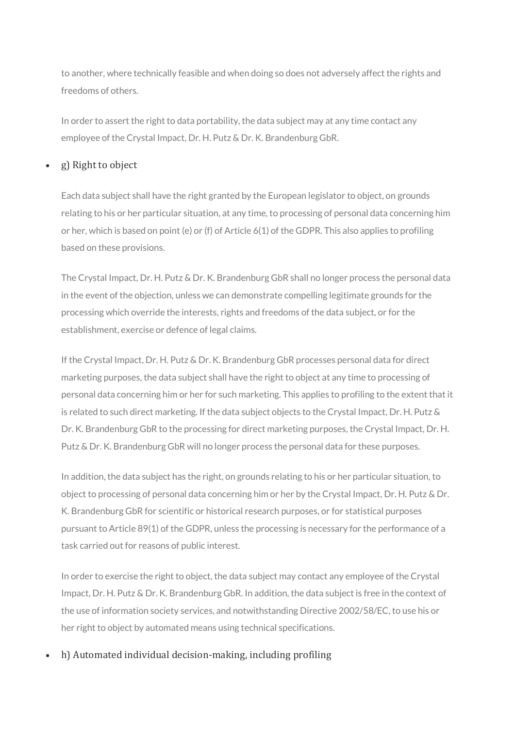to another, where technically feasible and when doing so does not adversely affect the rights and freedoms of others.

In order to assert the right to data portability, the data subject may at any time contact any employee of the Crystal Impact, Dr. H. Putz & Dr. K. Brandenburg GbR.

- g) Right to object

Each data subject shall have the right granted by the European legislator to object, on grounds relating to his or her particular situation, at any time, to processing of personal data concerning him or her, which is based on point (e) or (f) of Article 6(1) of the GDPR. This also applies to profiling based on these provisions.

The Crystal Impact, Dr. H. Putz & Dr. K. Brandenburg GbR shall no longer process the personal data in the event of the objection, unless we can demonstrate compelling legitimate grounds for the processing which override the interests, rights and freedoms of the data subject, or for the establishment, exercise or defence of legal claims.

If the Crystal Impact, Dr. H. Putz & Dr. K. Brandenburg GbR processes personal data for direct marketing purposes, the data subject shall have the right to object at any time to processing of personal data concerning him or her for such marketing. This applies to profiling to the extent that it is related to such direct marketing. If the data subject objects to the Crystal Impact, Dr. H. Putz & Dr. K. Brandenburg GbR to the processing for direct marketing purposes, the Crystal Impact, Dr. H. Putz & Dr. K. Brandenburg GbR will no longer process the personal data for these purposes.

In addition, the data subject has the right, on grounds relating to his or her particular situation, to object to processing of personal data concerning him or her by the Crystal Impact, Dr. H. Putz & Dr. K. Brandenburg GbR for scientific or historical research purposes, or for statistical purposes pursuant to Article 89(1) of the GDPR, unless the processing is necessary for the performance of a task carried out for reasons of public interest.

In order to exercise the right to object, the data subject may contact any employee of the Crystal Impact, Dr. H. Putz & Dr. K. Brandenburg GbR. In addition, the data subject is free in the context of the use of information society services, and notwithstanding Directive 2002/58/EC, to use his or her right to object by automated means using technical specifications.

- h) Automated individual decision-making, including profiling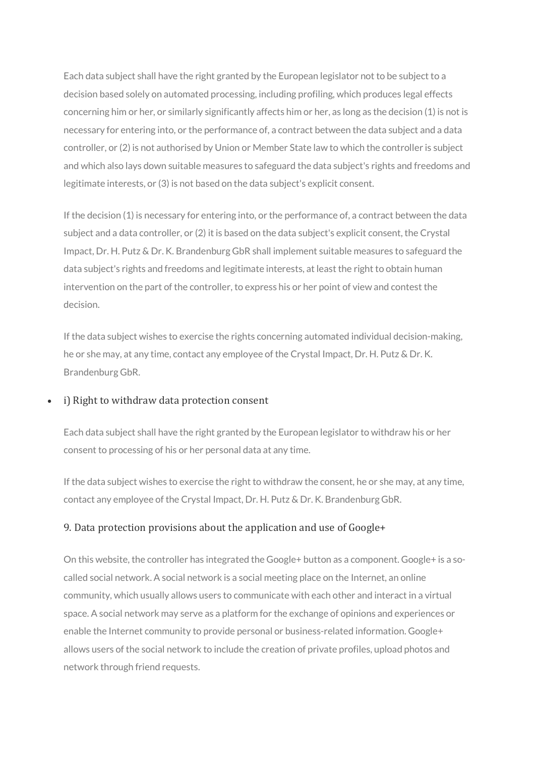Each data subject shall have the right granted by the European legislator not to be subject to a decision based solely on automated processing, including profiling, which produces legal effects concerning him or her, or similarly significantly affects him or her, as long as the decision (1) is not is necessary for entering into, or the performance of, a contract between the data subject and a data controller, or (2) is not authorised by Union or Member State law to which the controller is subject and which also lays down suitable measures to safeguard the data subject's rights and freedoms and legitimate interests, or (3) is not based on the data subject's explicit consent.

If the decision (1) is necessary for entering into, or the performance of, a contract between the data subject and a data controller, or (2) it is based on the data subject's explicit consent, the Crystal Impact, Dr. H. Putz & Dr. K. Brandenburg GbR shall implement suitable measures to safeguard the data subject's rights and freedoms and legitimate interests, at least the right to obtain human intervention on the part of the controller, to express his or her point of view and contest the decision.

If the data subject wishes to exercise the rights concerning automated individual decision-making, he or she may, at any time, contact any employee of the Crystal Impact, Dr. H. Putz & Dr. K. Brandenburg GbR.

- i) Right to withdraw data protection consent

Each data subject shall have the right granted by the European legislator to withdraw his or her consent to processing of his or her personal data at any time.

If the data subject wishes to exercise the right to withdraw the consent, he or she may, at any time, contact any employee of the Crystal Impact, Dr. H. Putz & Dr. K. Brandenburg GbR.

### 9. Data protection provisions about the application and use of Google+

On this website, the controller has integrated the Google+ button as a component. Google+ is a so-called social network. A social network is a social meeting place on the Internet, an online community, which usually allows users to communicate with each other and interact in a virtual space. A social network may serve as a platform for the exchange of opinions and experiences or enable the Internet community to provide personal or business-related information. Google+ allows users of the social network to include the creation of private profiles, upload photos and network through friend requests.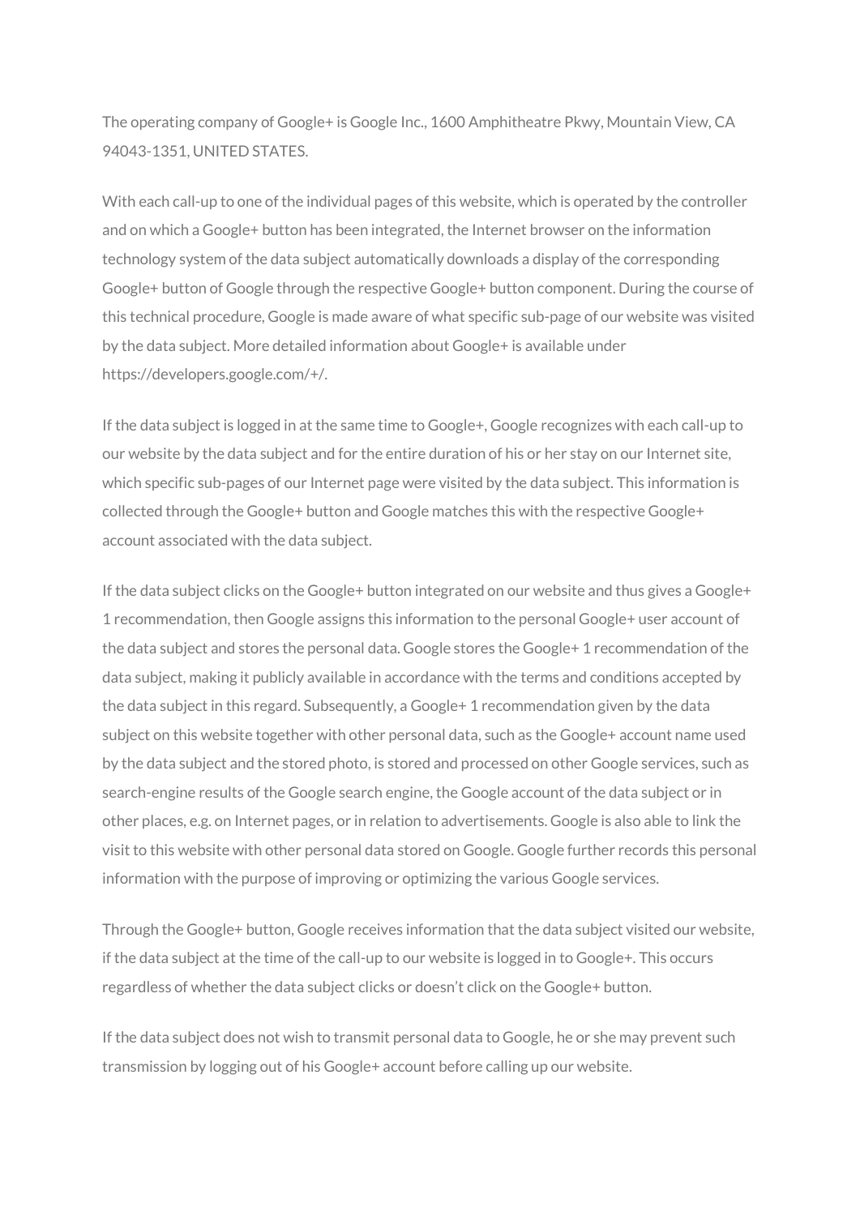The operating company of Google+ is Google Inc., 1600 Amphitheatre Pkwy, Mountain View, CA 94043-1351, UNITED STATES.

With each call-up to one of the individual pages of this website, which is operated by the controller and on which a Google+ button has been integrated, the Internet browser on the information technology system of the data subject automatically downloads a display of the corresponding Google+ button of Google through the respective Google+ button component. During the course of this technical procedure, Google is made aware of what specific sub-page of our website was visited by the data subject. More detailed information about Google+ is available under https://developers.google.com/+/.

If the data subject is logged in at the same time to Google+, Google recognizes with each call-up to our website by the data subject and for the entire duration of his or her stay on our Internet site, which specific sub-pages of our Internet page were visited by the data subject. This information is collected through the Google+ button and Google matches this with the respective Google+ account associated with the data subject.

If the data subject clicks on the Google+ button integrated on our website and thus gives a Google+ 1 recommendation, then Google assigns this information to the personal Google+ user account of the data subject and stores the personal data. Google stores the Google+ 1 recommendation of the data subject, making it publicly available in accordance with the terms and conditions accepted by the data subject in this regard. Subsequently, a Google+ 1 recommendation given by the data subject on this website together with other personal data, such as the Google+ account name used by the data subject and the stored photo, is stored and processed on other Google services, such as search-engine results of the Google search engine, the Google account of the data subject or in other places, e.g. on Internet pages, or in relation to advertisements. Google is also able to link the visit to this website with other personal data stored on Google. Google further records this personal information with the purpose of improving or optimizing the various Google services.

Through the Google+ button, Google receives information that the data subject visited our website, if the data subject at the time of the call-up to our website is logged in to Google+. This occurs regardless of whether the data subject clicks or doesn't click on the Google+ button.

If the data subject does not wish to transmit personal data to Google, he or she may prevent such transmission by logging out of his Google+ account before calling up our website.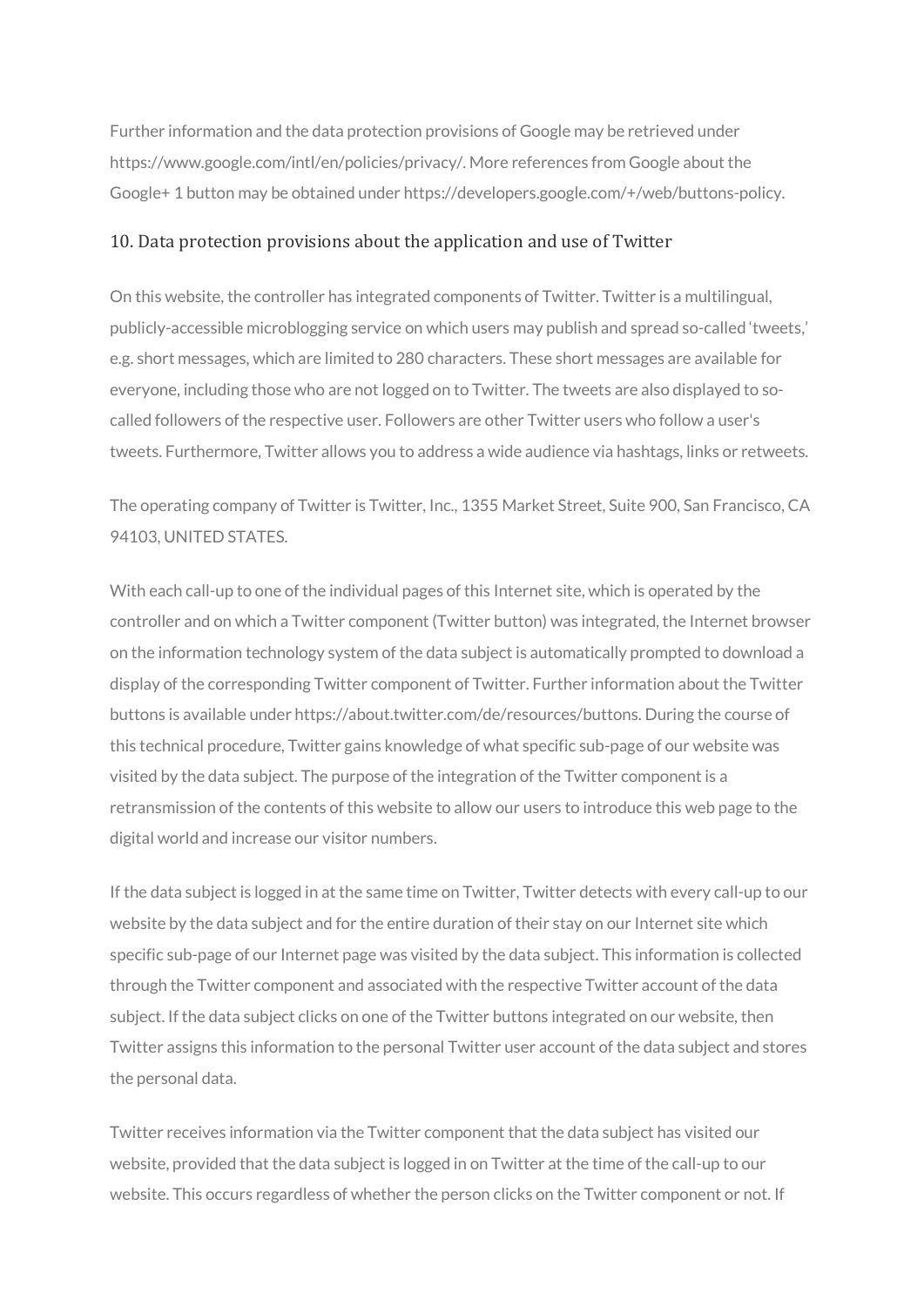Further information and the data protection provisions of Google may be retrieved under https://www.google.com/intl/en/policies/privacy/. More references from Google about the Google+ 1 button may be obtained under https://developers.google.com/+/web/buttons-policy.

## 10. Data protection provisions about the application and use of Twitter

On this website, the controller has integrated components of Twitter. Twitter is a multilingual, publicly-accessible microblogging service on which users may publish and spread so-called 'tweets,' e.g. short messages, which are limited to 280 characters. These short messages are available for everyone, including those who are not logged on to Twitter. The tweets are also displayed to so-called followers of the respective user. Followers are other Twitter users who follow a user's tweets. Furthermore, Twitter allows you to address a wide audience via hashtags, links or retweets.

The operating company of Twitter is Twitter, Inc., 1355 Market Street, Suite 900, San Francisco, CA 94103, UNITED STATES.

With each call-up to one of the individual pages of this Internet site, which is operated by the controller and on which a Twitter component (Twitter button) was integrated, the Internet browser on the information technology system of the data subject is automatically prompted to download a display of the corresponding Twitter component of Twitter. Further information about the Twitter buttons is available under https://about.twitter.com/de/resources/buttons. During the course of this technical procedure, Twitter gains knowledge of what specific sub-page of our website was visited by the data subject. The purpose of the integration of the Twitter component is a retransmission of the contents of this website to allow our users to introduce this web page to the digital world and increase our visitor numbers.

If the data subject is logged in at the same time on Twitter, Twitter detects with every call-up to our website by the data subject and for the entire duration of their stay on our Internet site which specific sub-page of our Internet page was visited by the data subject. This information is collected through the Twitter component and associated with the respective Twitter account of the data subject. If the data subject clicks on one of the Twitter buttons integrated on our website, then Twitter assigns this information to the personal Twitter user account of the data subject and stores the personal data.

Twitter receives information via the Twitter component that the data subject has visited our website, provided that the data subject is logged in on Twitter at the time of the call-up to our website. This occurs regardless of whether the person clicks on the Twitter component or not. If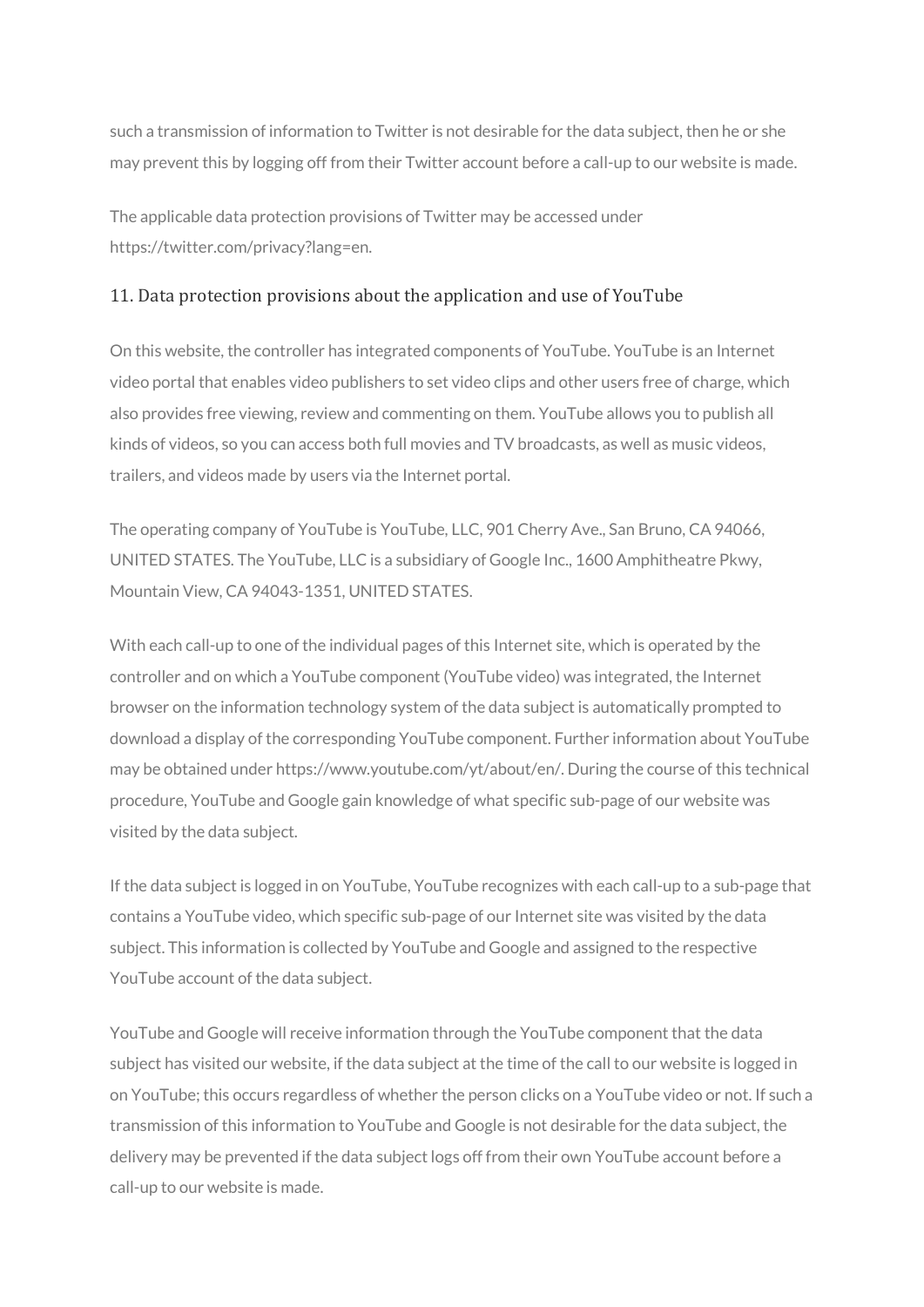such a transmission of information to Twitter is not desirable for the data subject, then he or she may prevent this by logging off from their Twitter account before a call-up to our website is made.

The applicable data protection provisions of Twitter may be accessed under https://twitter.com/privacy?lang=en.

## 11. Data protection provisions about the application and use of YouTube

On this website, the controller has integrated components of YouTube. YouTube is an Internet video portal that enables video publishers to set video clips and other users free of charge, which also provides free viewing, review and commenting on them. YouTube allows you to publish all kinds of videos, so you can access both full movies and TV broadcasts, as well as music videos, trailers, and videos made by users via the Internet portal.

The operating company of YouTube is YouTube, LLC, 901 Cherry Ave., San Bruno, CA 94066, UNITED STATES. The YouTube, LLC is a subsidiary of Google Inc., 1600 Amphitheatre Pkwy, Mountain View, CA 94043-1351, UNITED STATES.

With each call-up to one of the individual pages of this Internet site, which is operated by the controller and on which a YouTube component (YouTube video) was integrated, the Internet browser on the information technology system of the data subject is automatically prompted to download a display of the corresponding YouTube component. Further information about YouTube may be obtained under https://www.youtube.com/yt/about/en/. During the course of this technical procedure, YouTube and Google gain knowledge of what specific sub-page of our website was visited by the data subject.

If the data subject is logged in on YouTube, YouTube recognizes with each call-up to a sub-page that contains a YouTube video, which specific sub-page of our Internet site was visited by the data subject. This information is collected by YouTube and Google and assigned to the respective YouTube account of the data subject.

YouTube and Google will receive information through the YouTube component that the data subject has visited our website, if the data subject at the time of the call to our website is logged in on YouTube; this occurs regardless of whether the person clicks on a YouTube video or not. If such a transmission of this information to YouTube and Google is not desirable for the data subject, the delivery may be prevented if the data subject logs off from their own YouTube account before a call-up to our website is made.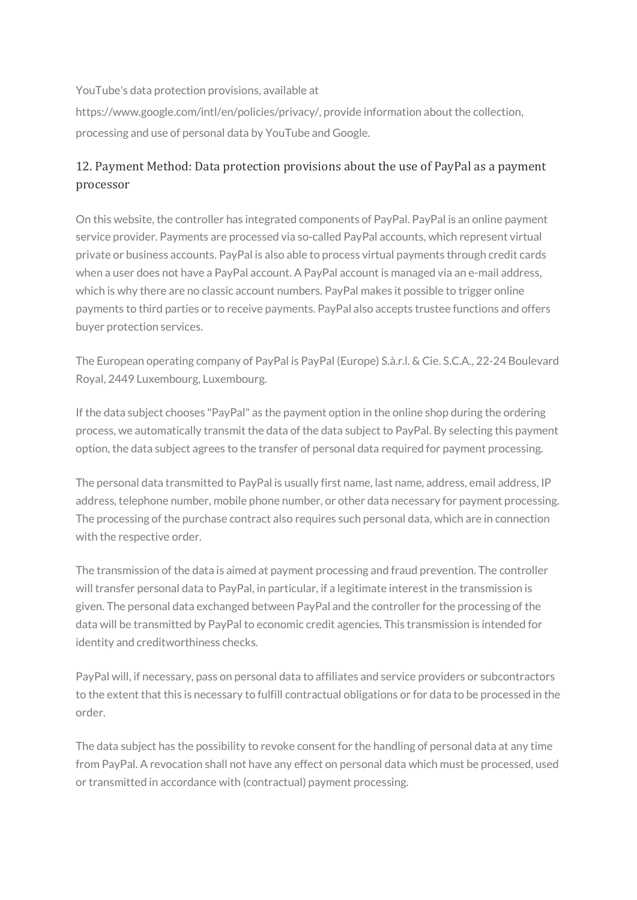YouTube's data protection provisions, available at https://www.google.com/intl/en/policies/privacy/, provide information about the collection, processing and use of personal data by YouTube and Google.

## 12. Payment Method: Data protection provisions about the use of PayPal as a payment processor

On this website, the controller has integrated components of PayPal. PayPal is an online payment service provider. Payments are processed via so-called PayPal accounts, which represent virtual private or business accounts. PayPal is also able to process virtual payments through credit cards when a user does not have a PayPal account. A PayPal account is managed via an e-mail address, which is why there are no classic account numbers. PayPal makes it possible to trigger online payments to third parties or to receive payments. PayPal also accepts trustee functions and offers buyer protection services.

The European operating company of PayPal is PayPal (Europe) S.à.r.l. & Cie. S.C.A., 22-24 Boulevard Royal, 2449 Luxembourg, Luxembourg.

If the data subject chooses "PayPal" as the payment option in the online shop during the ordering process, we automatically transmit the data of the data subject to PayPal. By selecting this payment option, the data subject agrees to the transfer of personal data required for payment processing.

The personal data transmitted to PayPal is usually first name, last name, address, email address, IP address, telephone number, mobile phone number, or other data necessary for payment processing. The processing of the purchase contract also requires such personal data, which are in connection with the respective order.

The transmission of the data is aimed at payment processing and fraud prevention. The controller will transfer personal data to PayPal, in particular, if a legitimate interest in the transmission is given. The personal data exchanged between PayPal and the controller for the processing of the data will be transmitted by PayPal to economic credit agencies. This transmission is intended for identity and creditworthiness checks.

PayPal will, if necessary, pass on personal data to affiliates and service providers or subcontractors to the extent that this is necessary to fulfill contractual obligations or for data to be processed in the order.

The data subject has the possibility to revoke consent for the handling of personal data at any time from PayPal. A revocation shall not have any effect on personal data which must be processed, used or transmitted in accordance with (contractual) payment processing.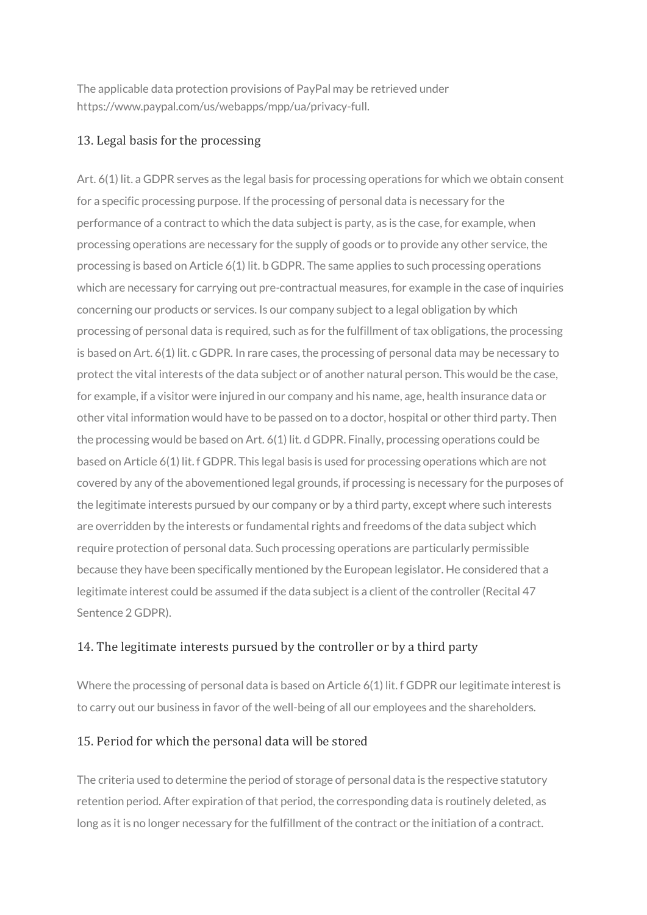The applicable data protection provisions of PayPal may be retrieved under https://www.paypal.com/us/webapps/mpp/ua/privacy-full.

## 13. Legal basis for the processing

Art. 6(1) lit. a GDPR serves as the legal basis for processing operations for which we obtain consent for a specific processing purpose. If the processing of personal data is necessary for the performance of a contract to which the data subject is party, as is the case, for example, when processing operations are necessary for the supply of goods or to provide any other service, the processing is based on Article 6(1) lit. b GDPR. The same applies to such processing operations which are necessary for carrying out pre-contractual measures, for example in the case of inquiries concerning our products or services. Is our company subject to a legal obligation by which processing of personal data is required, such as for the fulfillment of tax obligations, the processing is based on Art. 6(1) lit. c GDPR. In rare cases, the processing of personal data may be necessary to protect the vital interests of the data subject or of another natural person. This would be the case, for example, if a visitor were injured in our company and his name, age, health insurance data or other vital information would have to be passed on to a doctor, hospital or other third party. Then the processing would be based on Art. 6(1) lit. d GDPR. Finally, processing operations could be based on Article 6(1) lit. f GDPR. This legal basis is used for processing operations which are not covered by any of the abovementioned legal grounds, if processing is necessary for the purposes of the legitimate interests pursued by our company or by a third party, except where such interests are overridden by the interests or fundamental rights and freedoms of the data subject which require protection of personal data. Such processing operations are particularly permissible because they have been specifically mentioned by the European legislator. He considered that a legitimate interest could be assumed if the data subject is a client of the controller (Recital 47 Sentence 2 GDPR).

## 14. The legitimate interests pursued by the controller or by a third party

Where the processing of personal data is based on Article 6(1) lit. f GDPR our legitimate interest is to carry out our business in favor of the well-being of all our employees and the shareholders.

## 15. Period for which the personal data will be stored

The criteria used to determine the period of storage of personal data is the respective statutory retention period. After expiration of that period, the corresponding data is routinely deleted, as long as it is no longer necessary for the fulfillment of the contract or the initiation of a contract.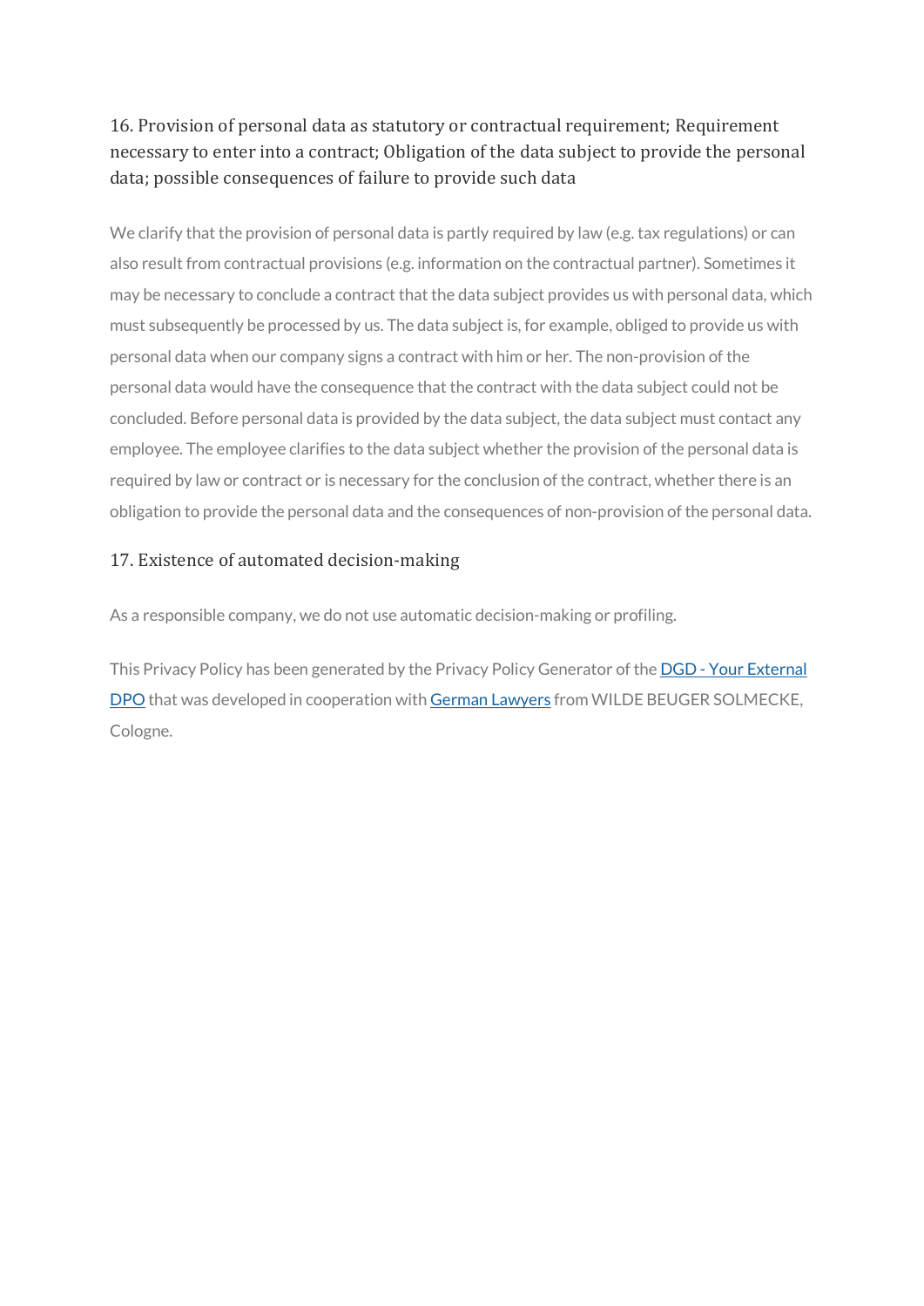## 16. Provision of personal data as statutory or contractual requirement; Requirement necessary to enter into a contract; Obligation of the data subject to provide the personal data; possible consequences of failure to provide such data

We clarify that the provision of personal data is partly required by law (e.g. tax regulations) or can also result from contractual provisions (e.g. information on the contractual partner). Sometimes it may be necessary to conclude a contract that the data subject provides us with personal data, which must subsequently be processed by us. The data subject is, for example, obliged to provide us with personal data when our company signs a contract with him or her. The non-provision of the personal data would have the consequence that the contract with the data subject could not be concluded. Before personal data is provided by the data subject, the data subject must contact any employee. The employee clarifies to the data subject whether the provision of the personal data is required by law or contract or is necessary for the conclusion of the contract, whether there is an obligation to provide the personal data and the consequences of non-provision of the personal data.

## 17. Existence of automated decision-making

As a responsible company, we do not use automatic decision-making or profiling.

This Privacy Policy has been generated by the Privacy Policy Generator of the [DGD - Your External DPO] that was developed in cooperation with [German Lawyers] from WILDE BEUGER SOLMECKE, Cologne.